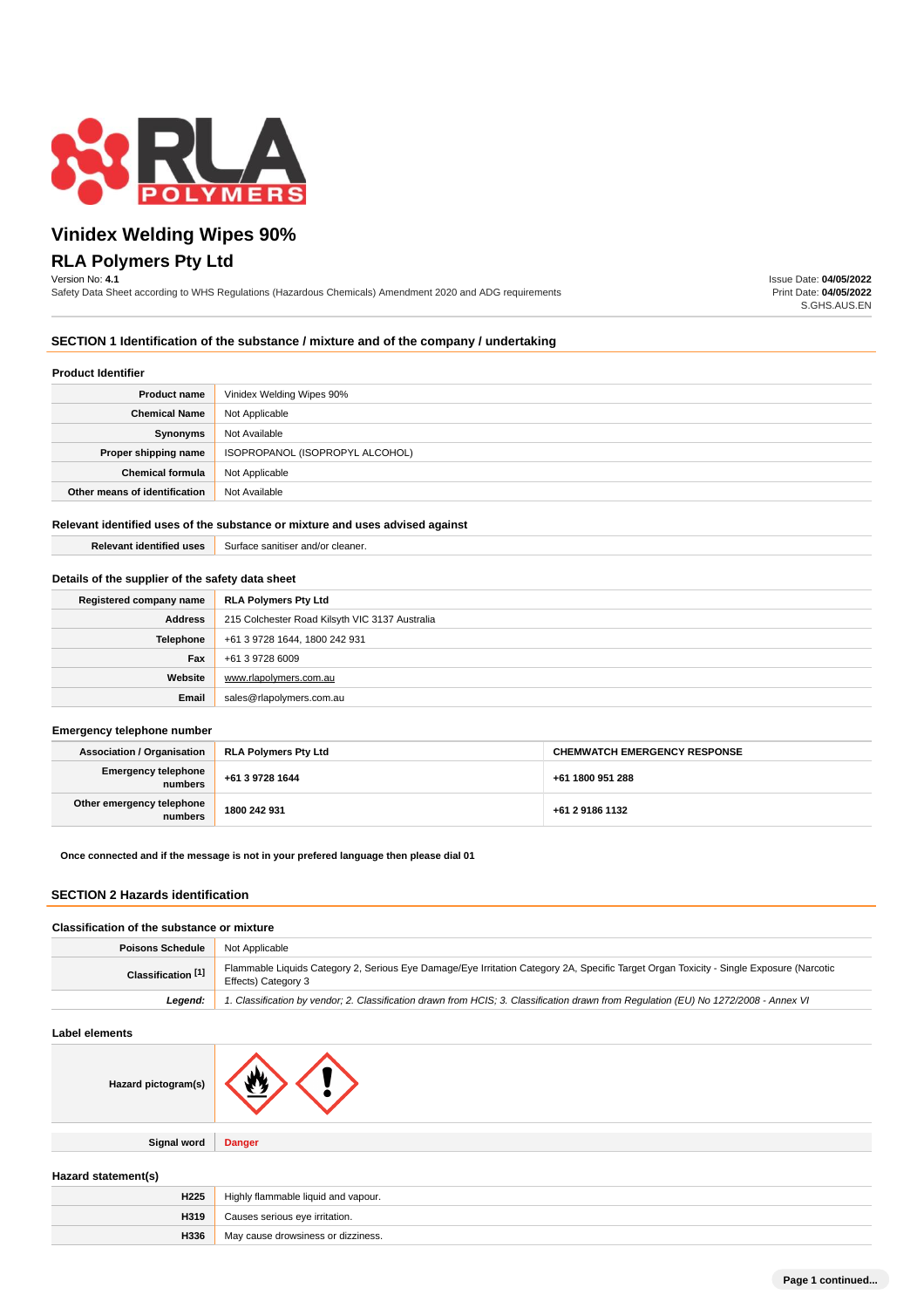# Vinidex Welding Wipes 90%

## RLA Polymers Pty Ltd

Version No: **4.1**

Safety Data Sheet according to WHS Regulations (Hazardous Chemicals) Amendment 2020 and ADG requirements

Issue Date: **04/05/2022**
Print Date: **04/05/2022**
S.GHS.AUS.EN

### SECTION 1 Identification of the substance / mixture and of the company / undertaking

**Product Identifier**

| | |
|---|---|
| **Product name** | Vinidex Welding Wipes 90% |
| **Chemical Name** | Not Applicable |
| **Synonyms** | Not Available |
| **Proper shipping name** | ISOPROPANOL (ISOPROPYL ALCOHOL) |
| **Chemical formula** | Not Applicable |
| **Other means of identification** | Not Available |

**Relevant identified uses of the substance or mixture and uses advised against**

| | |
|---|---|
| **Relevant identified uses** | Surface sanitiser and/or cleaner. |

**Details of the supplier of the safety data sheet**

| | |
|---|---|
| **Registered company name** | **RLA Polymers Pty Ltd** |
| **Address** | 215 Colchester Road Kilsyth VIC 3137 Australia |
| **Telephone** | +61 3 9728 1644, 1800 242 931 |
| **Fax** | +61 3 9728 6009 |
| **Website** | www.rlapolymers.com.au |
| **Email** | sales@rlapolymers.com.au |

**Emergency telephone number**

| **Association / Organisation** | **RLA Polymers Pty Ltd** | **CHEMWATCH EMERGENCY RESPONSE** |
|---|---|---|
| **Emergency telephone numbers** | **+61 3 9728 1644** | **+61 1800 951 288** |
| **Other emergency telephone numbers** | **1800 242 931** | **+61 2 9186 1132** |

**Once connected and if the message is not in your prefered language then please dial 01**

### SECTION 2 Hazards identification

**Classification of the substance or mixture**

| | |
|---|---|
| **Poisons Schedule** | Not Applicable |
| **Classification [1]** | Flammable Liquids Category 2, Serious Eye Damage/Eye Irritation Category 2A, Specific Target Organ Toxicity - Single Exposure (Narcotic Effects) Category 3 |
| ***Legend:*** | *1. Classification by vendor; 2. Classification drawn from HCIS; 3. Classification drawn from Regulation (EU) No 1272/2008 - Annex VI* |

**Label elements**

| | |
|---|---|
| **Hazard pictogram(s)** | |
| **Signal word** | **Danger** |

**Hazard statement(s)**

| | |
|---|---|
| **H225** | Highly flammable liquid and vapour. |
| **H319** | Causes serious eye irritation. |
| **H336** | May cause drowsiness or dizziness. |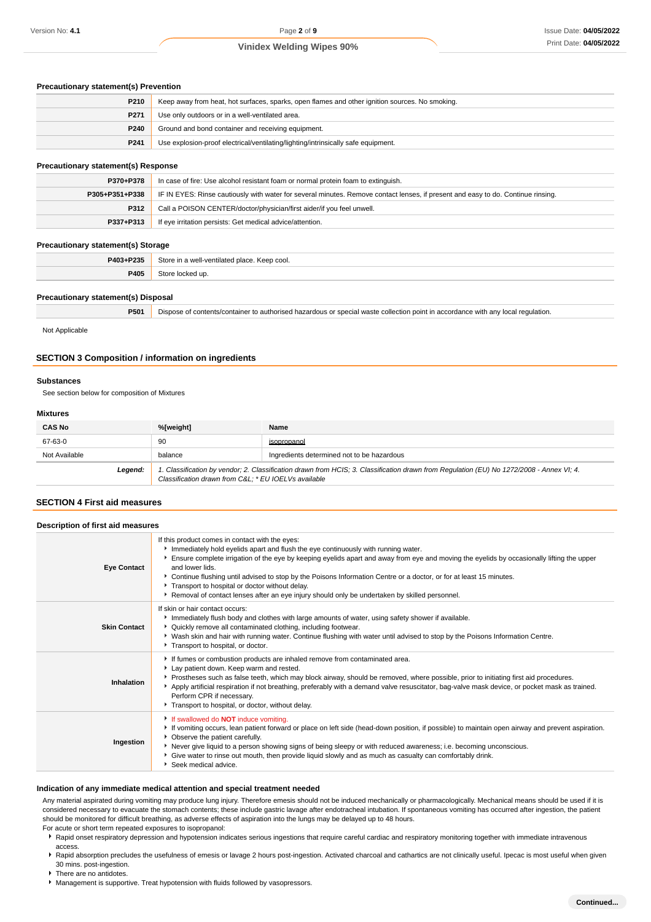### Precautionary statement(s) Prevention

| | |
|---|---|
| **P210** | Keep away from heat, hot surfaces, sparks, open flames and other ignition sources. No smoking. |
| **P271** | Use only outdoors or in a well-ventilated area. |
| **P240** | Ground and bond container and receiving equipment. |
| **P241** | Use explosion-proof electrical/ventilating/lighting/intrinsically safe equipment. |

### Precautionary statement(s) Response

| | |
|---|---|
| **P370+P378** | In case of fire: Use alcohol resistant foam or normal protein foam to extinguish. |
| **P305+P351+P338** | IF IN EYES: Rinse cautiously with water for several minutes. Remove contact lenses, if present and easy to do. Continue rinsing. |
| **P312** | Call a POISON CENTER/doctor/physician/first aider/if you feel unwell. |
| **P337+P313** | If eye irritation persists: Get medical advice/attention. |

### Precautionary statement(s) Storage

| | |
|---|---|
| **P403+P235** | Store in a well-ventilated place. Keep cool. |
| **P405** | Store locked up. |

### Precautionary statement(s) Disposal

| | |
|---|---|
| **P501** | Dispose of contents/container to authorised hazardous or special waste collection point in accordance with any local regulation. |

Not Applicable

## SECTION 3 Composition / information on ingredients

### Substances

See section below for composition of Mixtures

### Mixtures

| CAS No | %[weight] | Name |
|---|---|---|
| 67-63-0 | 90 | isopropanol |
| Not Available | balance | Ingredients determined not to be hazardous |
| ***Legend:*** | *1. Classification by vendor; 2. Classification drawn from HCIS; 3. Classification drawn from Regulation (EU) No 1272/2008 - Annex VI; 4. Classification drawn from C&L; * EU IOELVs available* | |

## SECTION 4 First aid measures

### Description of first aid measures

| | |
|---|---|
| **Eye Contact** | If this product comes in contact with the eyes:<br>▸ Immediately hold eyelids apart and flush the eye continuously with running water.<br>▸ Ensure complete irrigation of the eye by keeping eyelids apart and away from eye and moving the eyelids by occasionally lifting the upper and lower lids.<br>▸ Continue flushing until advised to stop by the Poisons Information Centre or a doctor, or for at least 15 minutes.<br>▸ Transport to hospital or doctor without delay.<br>▸ Removal of contact lenses after an eye injury should only be undertaken by skilled personnel. |
| **Skin Contact** | If skin or hair contact occurs:<br>▸ Immediately flush body and clothes with large amounts of water, using safety shower if available.<br>▸ Quickly remove all contaminated clothing, including footwear.<br>▸ Wash skin and hair with running water. Continue flushing with water until advised to stop by the Poisons Information Centre.<br>▸ Transport to hospital, or doctor. |
| **Inhalation** | ▸ If fumes or combustion products are inhaled remove from contaminated area.<br>▸ Lay patient down. Keep warm and rested.<br>▸ Prostheses such as false teeth, which may block airway, should be removed, where possible, prior to initiating first aid procedures.<br>▸ Apply artificial respiration if not breathing, preferably with a demand valve resuscitator, bag-valve mask device, or pocket mask as trained. Perform CPR if necessary.<br>▸ Transport to hospital, or doctor, without delay. |
| **Ingestion** | ▸ If swallowed do **NOT** induce vomiting.<br>▸ If vomiting occurs, lean patient forward or place on left side (head-down position, if possible) to maintain open airway and prevent aspiration.<br>▸ Observe the patient carefully.<br>▸ Never give liquid to a person showing signs of being sleepy or with reduced awareness; i.e. becoming unconscious.<br>▸ Give water to rinse out mouth, then provide liquid slowly and as much as casualty can comfortably drink.<br>▸ Seek medical advice. |

### Indication of any immediate medical attention and special treatment needed

Any material aspirated during vomiting may produce lung injury. Therefore emesis should not be induced mechanically or pharmacologically. Mechanical means should be used if it is considered necessary to evacuate the stomach contents; these include gastric lavage after endotracheal intubation. If spontaneous vomiting has occurred after ingestion, the patient should be monitored for difficult breathing, as adverse effects of aspiration into the lungs may be delayed up to 48 hours.

For acute or short term repeated exposures to isopropanol:

- Rapid onset respiratory depression and hypotension indicates serious ingestions that require careful cardiac and respiratory monitoring together with immediate intravenous access.
- Rapid absorption precludes the usefulness of emesis or lavage 2 hours post-ingestion. Activated charcoal and cathartics are not clinically useful. Ipecac is most useful when given 30 mins. post-ingestion.
- There are no antidotes.
- Management is supportive. Treat hypotension with fluids followed by vasopressors.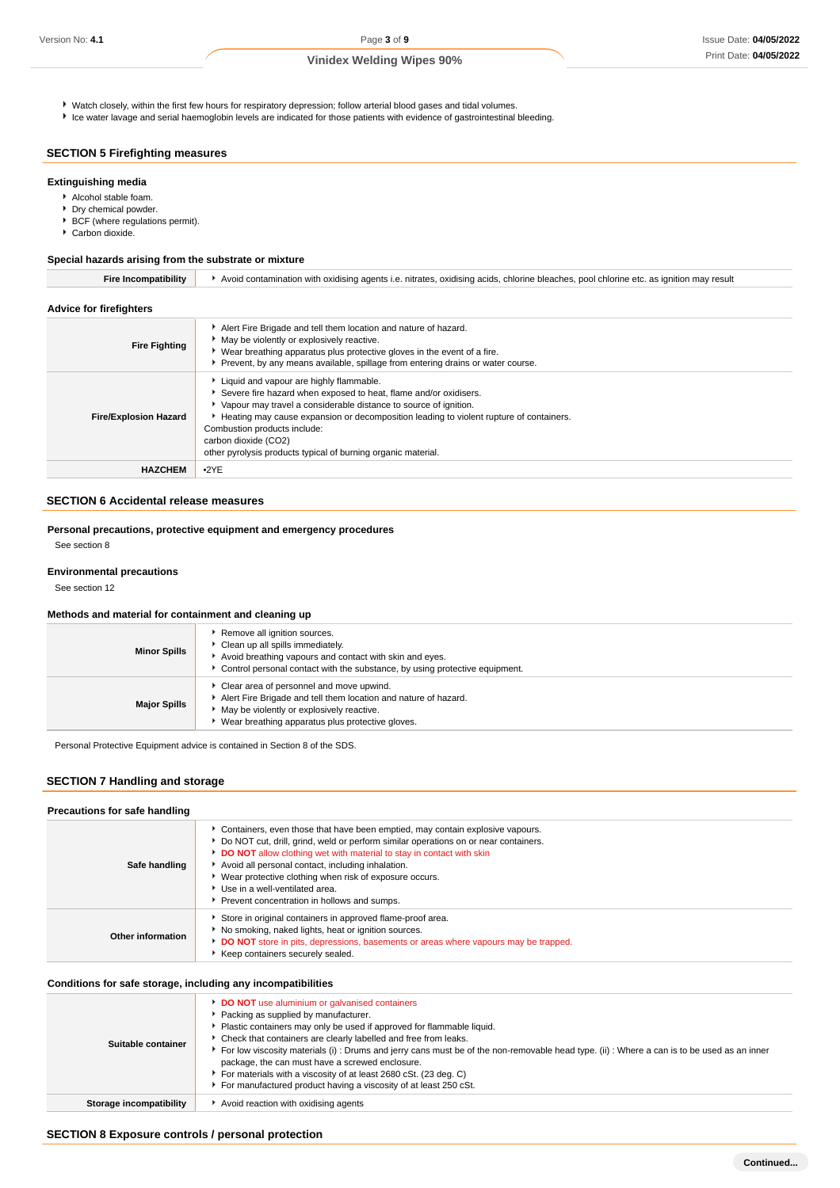- Watch closely, within the first few hours for respiratory depression; follow arterial blood gases and tidal volumes.
- Ice water lavage and serial haemoglobin levels are indicated for those patients with evidence of gastrointestinal bleeding.

## SECTION 5 Firefighting measures

### Extinguishing media

- Alcohol stable foam.
- Dry chemical powder.
- BCF (where regulations permit).
- Carbon dioxide.

### Special hazards arising from the substrate or mixture

| | |
|---|---|
| **Fire Incompatibility** | Avoid contamination with oxidising agents i.e. nitrates, oxidising acids, chlorine bleaches, pool chlorine etc. as ignition may result |

### Advice for firefighters

| | |
|---|---|
| **Fire Fighting** | - Alert Fire Brigade and tell them location and nature of hazard.<br>- May be violently or explosively reactive.<br>- Wear breathing apparatus plus protective gloves in the event of a fire.<br>- Prevent, by any means available, spillage from entering drains or water course. |
| **Fire/Explosion Hazard** | - Liquid and vapour are highly flammable.<br>- Severe fire hazard when exposed to heat, flame and/or oxidisers.<br>- Vapour may travel a considerable distance to source of ignition.<br>- Heating may cause expansion or decomposition leading to violent rupture of containers.<br>Combustion products include:<br>carbon dioxide ($CO_2$)<br>other pyrolysis products typical of burning organic material. |
| **HAZCHEM** | •2YE |

## SECTION 6 Accidental release measures

### Personal precautions, protective equipment and emergency procedures

See section 8

### Environmental precautions

See section 12

### Methods and material for containment and cleaning up

| | |
|---|---|
| **Minor Spills** | - Remove all ignition sources.<br>- Clean up all spills immediately.<br>- Avoid breathing vapours and contact with skin and eyes.<br>- Control personal contact with the substance, by using protective equipment. |
| **Major Spills** | - Clear area of personnel and move upwind.<br>- Alert Fire Brigade and tell them location and nature of hazard.<br>- May be violently or explosively reactive.<br>- Wear breathing apparatus plus protective gloves. |

Personal Protective Equipment advice is contained in Section 8 of the SDS.

## SECTION 7 Handling and storage

### Precautions for safe handling

| | |
|---|---|
| **Safe handling** | - Containers, even those that have been emptied, may contain explosive vapours.<br>- Do NOT cut, drill, grind, weld or perform similar operations on or near containers.<br>- **DO NOT** allow clothing wet with material to stay in contact with skin<br>- Avoid all personal contact, including inhalation.<br>- Wear protective clothing when risk of exposure occurs.<br>- Use in a well-ventilated area.<br>- Prevent concentration in hollows and sumps. |
| **Other information** | - Store in original containers in approved flame-proof area.<br>- No smoking, naked lights, heat or ignition sources.<br>- **DO NOT** store in pits, depressions, basements or areas where vapours may be trapped.<br>- Keep containers securely sealed. |

### Conditions for safe storage, including any incompatibilities

| | |
|---|---|
| **Suitable container** | - **DO NOT** use aluminium or galvanised containers<br>- Packing as supplied by manufacturer.<br>- Plastic containers may only be used if approved for flammable liquid.<br>- Check that containers are clearly labelled and free from leaks.<br>- For low viscosity materials (i) : Drums and jerry cans must be of the non-removable head type. (ii) : Where a can is to be used as an inner package, the can must have a screwed enclosure.<br>- For materials with a viscosity of at least 2680 cSt. (23 deg. C)<br>- For manufactured product having a viscosity of at least 250 cSt. |
| **Storage incompatibility** | - Avoid reaction with oxidising agents |

## SECTION 8 Exposure controls / personal protection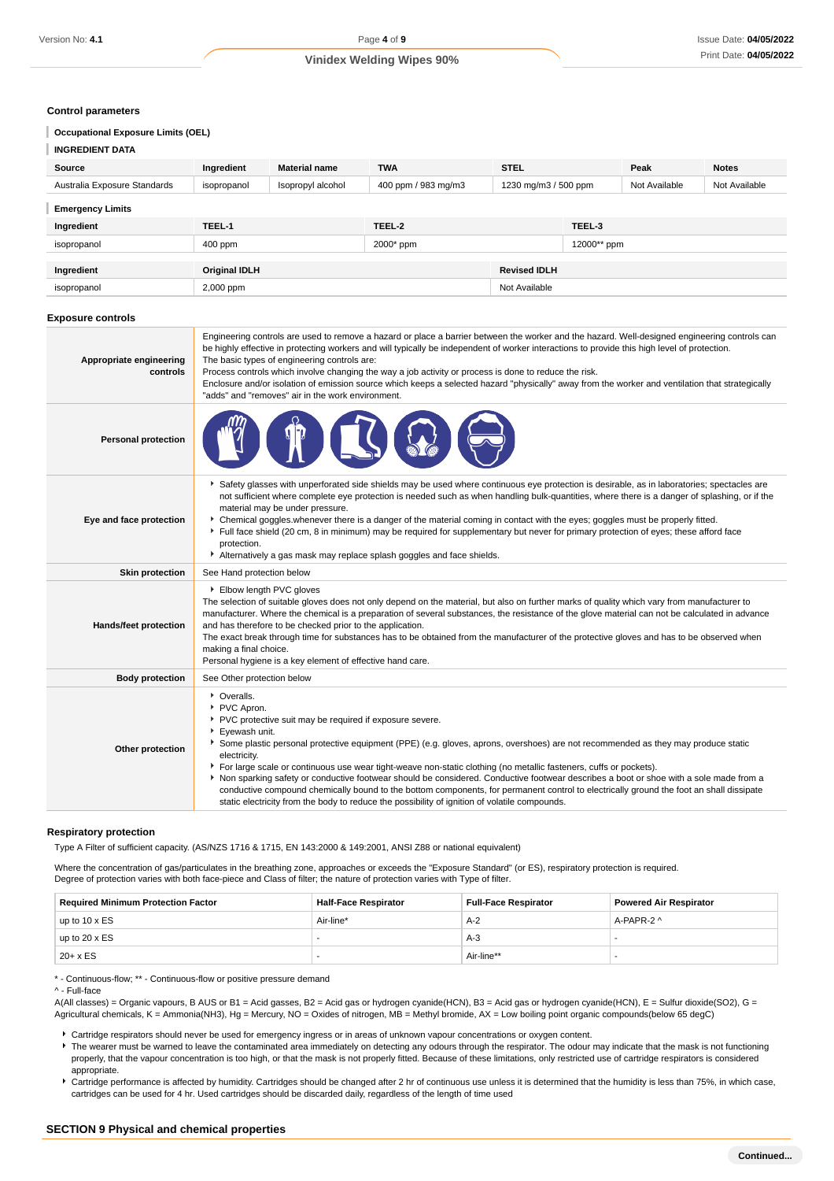### Control parameters

#### Occupational Exposure Limits (OEL)

#### INGREDIENT DATA

| Source | Ingredient | Material name | TWA | STEL | Peak | Notes |
|---|---|---|---|---|---|---|
| Australia Exposure Standards | isopropanol | Isopropyl alcohol | 400 ppm / 983 mg/m3 | 1230 mg/m3 / 500 ppm | Not Available | Not Available |

#### Emergency Limits

| Ingredient | TEEL-1 | TEEL-2 | TEEL-3 |
|---|---|---|---|
| isopropanol | 400 ppm | 2000* ppm | 12000** ppm |

| Ingredient | Original IDLH | Revised IDLH |
|---|---|---|
| isopropanol | 2,000 ppm | Not Available |

### Exposure controls

| | |
|---|---|
| **Appropriate engineering controls** | Engineering controls are used to remove a hazard or place a barrier between the worker and the hazard. Well-designed engineering controls can be highly effective in protecting workers and will typically be independent of worker interactions to provide this high level of protection.<br>The basic types of engineering controls are:<br>Process controls which involve changing the way a job activity or process is done to reduce the risk.<br>Enclosure and/or isolation of emission source which keeps a selected hazard "physically" away from the worker and ventilation that strategically "adds" and "removes" air in the work environment. |
| **Personal protection** | |
| **Eye and face protection** | ▸ Safety glasses with unperforated side shields may be used where continuous eye protection is desirable, as in laboratories; spectacles are not sufficient where complete eye protection is needed such as when handling bulk-quantities, where there is a danger of splashing, or if the material may be under pressure.<br>▸ Chemical goggles.whenever there is a danger of the material coming in contact with the eyes; goggles must be properly fitted.<br>▸ Full face shield (20 cm, 8 in minimum) may be required for supplementary but never for primary protection of eyes; these afford face protection.<br>▸ Alternatively a gas mask may replace splash goggles and face shields. |
| **Skin protection** | See Hand protection below |
| **Hands/feet protection** | ▸ Elbow length PVC gloves<br>The selection of suitable gloves does not only depend on the material, but also on further marks of quality which vary from manufacturer to manufacturer. Where the chemical is a preparation of several substances, the resistance of the glove material can not be calculated in advance and has therefore to be checked prior to the application.<br>The exact break through time for substances has to be obtained from the manufacturer of the protective gloves and has to be observed when making a final choice.<br>Personal hygiene is a key element of effective hand care. |
| **Body protection** | See Other protection below |
| **Other protection** | ▸ Overalls.<br>▸ PVC Apron.<br>▸ PVC protective suit may be required if exposure severe.<br>▸ Eyewash unit.<br>▸ Some plastic personal protective equipment (PPE) (e.g. gloves, aprons, overshoes) are not recommended as they may produce static electricity.<br>▸ For large scale or continuous use wear tight-weave non-static clothing (no metallic fasteners, cuffs or pockets).<br>▸ Non sparking safety or conductive footwear should be considered. Conductive footwear describes a boot or shoe with a sole made from a conductive compound chemically bound to the bottom components, for permanent control to electrically ground the foot an shall dissipate static electricity from the body to reduce the possibility of ignition of volatile compounds. |

### Respiratory protection

Type A Filter of sufficient capacity. (AS/NZS 1716 & 1715, EN 143:2000 & 149:2001, ANSI Z88 or national equivalent)

Where the concentration of gas/particulates in the breathing zone, approaches or exceeds the "Exposure Standard" (or ES), respiratory protection is required.
Degree of protection varies with both face-piece and Class of filter; the nature of protection varies with Type of filter.

| Required Minimum Protection Factor | Half-Face Respirator | Full-Face Respirator | Powered Air Respirator |
|---|---|---|---|
| up to 10 x ES | Air-line* | A-2 | A-PAPR-2 ^ |
| up to 20 x ES | - | A-3 | - |
| 20+ x ES | - | Air-line** | - |

\* - Continuous-flow; ** - Continuous-flow or positive pressure demand
^ - Full-face
A(All classes) = Organic vapours, B AUS or B1 = Acid gasses, B2 = Acid gas or hydrogen cyanide(HCN), B3 = Acid gas or hydrogen cyanide(HCN), E = Sulfur dioxide(SO2), G = Agricultural chemicals, K = Ammonia(NH3), Hg = Mercury, NO = Oxides of nitrogen, MB = Methyl bromide, AX = Low boiling point organic compounds(below 65 degC)

- Cartridge respirators should never be used for emergency ingress or in areas of unknown vapour concentrations or oxygen content.
- The wearer must be warned to leave the contaminated area immediately on detecting any odours through the respirator. The odour may indicate that the mask is not functioning properly, that the vapour concentration is too high, or that the mask is not properly fitted. Because of these limitations, only restricted use of cartridge respirators is considered appropriate.
- Cartridge performance is affected by humidity. Cartridges should be changed after 2 hr of continuous use unless it is determined that the humidity is less than 75%, in which case, cartridges can be used for 4 hr. Used cartridges should be discarded daily, regardless of the length of time used

## SECTION 9 Physical and chemical properties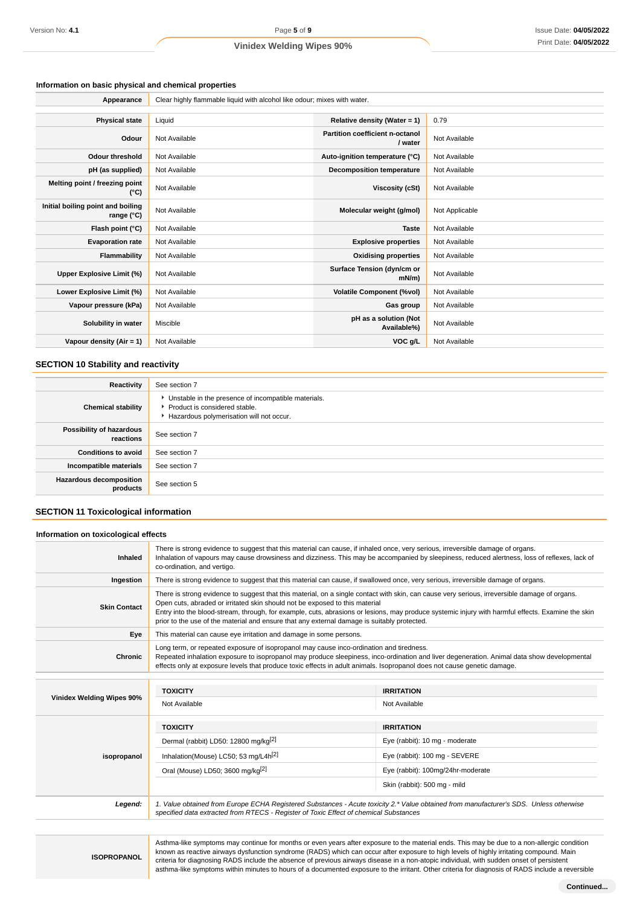### Information on basic physical and chemical properties

| Appearance | Clear highly flammable liquid with alcohol like odour; mixes with water. | | |
|---|---|---|---|
| **Physical state** | Liquid | **Relative density (Water = 1)** | 0.79 |
| **Odour** | Not Available | **Partition coefficient n-octanol / water** | Not Available |
| **Odour threshold** | Not Available | **Auto-ignition temperature (°C)** | Not Available |
| **pH (as supplied)** | Not Available | **Decomposition temperature** | Not Available |
| **Melting point / freezing point (°C)** | Not Available | **Viscosity (cSt)** | Not Available |
| **Initial boiling point and boiling range (°C)** | Not Available | **Molecular weight (g/mol)** | Not Applicable |
| **Flash point (°C)** | Not Available | **Taste** | Not Available |
| **Evaporation rate** | Not Available | **Explosive properties** | Not Available |
| **Flammability** | Not Available | **Oxidising properties** | Not Available |
| **Upper Explosive Limit (%)** | Not Available | **Surface Tension (dyn/cm or mN/m)** | Not Available |
| **Lower Explosive Limit (%)** | Not Available | **Volatile Component (%vol)** | Not Available |
| **Vapour pressure (kPa)** | Not Available | **Gas group** | Not Available |
| **Solubility in water** | Miscible | **pH as a solution (Not Available%)** | Not Available |
| **Vapour density (Air = 1)** | Not Available | **VOC g/L** | Not Available |

## SECTION 10 Stability and reactivity

| | |
|---|---|
| **Reactivity** | See section 7 |
| **Chemical stability** | ▸ Unstable in the presence of incompatible materials.<br>▸ Product is considered stable.<br>▸ Hazardous polymerisation will not occur. |
| **Possibility of hazardous reactions** | See section 7 |
| **Conditions to avoid** | See section 7 |
| **Incompatible materials** | See section 7 |
| **Hazardous decomposition products** | See section 5 |

## SECTION 11 Toxicological information

### Information on toxicological effects

| | |
|---|---|
| **Inhaled** | There is strong evidence to suggest that this material can cause, if inhaled once, very serious, irreversible damage of organs.<br>Inhalation of vapours may cause drowsiness and dizziness. This may be accompanied by sleepiness, reduced alertness, loss of reflexes, lack of co-ordination, and vertigo. |
| **Ingestion** | There is strong evidence to suggest that this material can cause, if swallowed once, very serious, irreversible damage of organs. |
| **Skin Contact** | There is strong evidence to suggest that this material, on a single contact with skin, can cause very serious, irreversible damage of organs.<br>Open cuts, abraded or irritated skin should not be exposed to this material<br>Entry into the blood-stream, through, for example, cuts, abrasions or lesions, may produce systemic injury with harmful effects. Examine the skin prior to the use of the material and ensure that any external damage is suitably protected. |
| **Eye** | This material can cause eye irritation and damage in some persons. |
| **Chronic** | Long term, or repeated exposure of isopropanol may cause inco-ordination and tiredness.<br>Repeated inhalation exposure to isopropanol may produce sleepiness, inco-ordination and liver degeneration. Animal data show developmental effects only at exposure levels that produce toxic effects in adult animals. Isopropanol does not cause genetic damage. |

| | TOXICITY | IRRITATION |
|---|---|---|
| **Vinidex Welding Wipes 90%** | Not Available | Not Available |
| **isopropanol** | **TOXICITY** | **IRRITATION** |
| | Dermal (rabbit) LD50: 12800 mg/kg[2] | Eye (rabbit): 10 mg - moderate |
| | Inhalation(Mouse) LC50; 53 mg/L4h[2] | Eye (rabbit): 100 mg - SEVERE |
| | Oral (Mouse) LD50; 3600 mg/kg[2] | Eye (rabbit): 100mg/24hr-moderate |
| | | Skin (rabbit): 500 mg - mild |
| ***Legend:*** | *1. Value obtained from Europe ECHA Registered Substances - Acute toxicity 2.\* Value obtained from manufacturer's SDS. Unless otherwise specified data extracted from RTECS - Register of Toxic Effect of chemical Substances* | |

| | |
|---|---|
| **ISOPROPANOL** | Asthma-like symptoms may continue for months or even years after exposure to the material ends. This may be due to a non-allergic condition known as reactive airways dysfunction syndrome (RADS) which can occur after exposure to high levels of highly irritating compound. Main criteria for diagnosing RADS include the absence of previous airways disease in a non-atopic individual, with sudden onset of persistent asthma-like symptoms within minutes to hours of a documented exposure to the irritant. Other criteria for diagnosis of RADS include a reversible |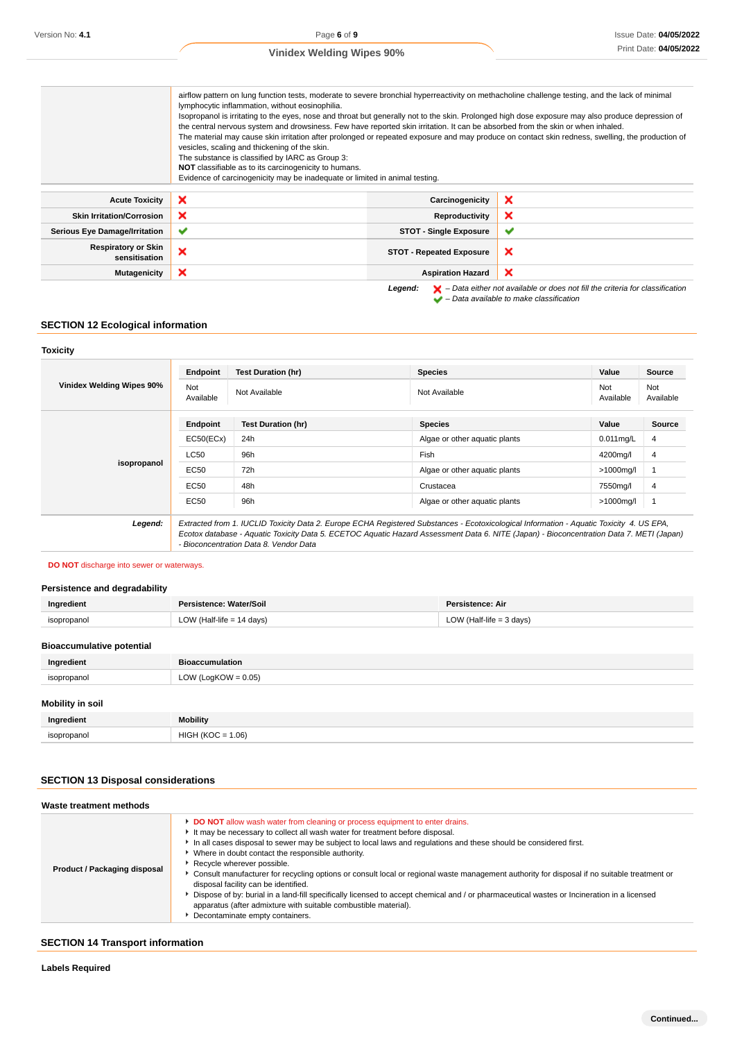| | |
|---|---|
| | airflow pattern on lung function tests, moderate to severe bronchial hyperreactivity on methacholine challenge testing, and the lack of minimal lymphocytic inflammation, without eosinophilia.<br>Isopropanol is irritating to the eyes, nose and throat but generally not to the skin. Prolonged high dose exposure may also produce depression of the central nervous system and drowsiness. Few have reported skin irritation. It can be absorbed from the skin or when inhaled.<br>The material may cause skin irritation after prolonged or repeated exposure and may produce on contact skin redness, swelling, the production of vesicles, scaling and thickening of the skin.<br>The substance is classified by IARC as Group 3:<br>**NOT** classifiable as to its carcinogenicity to humans.<br>Evidence of carcinogenicity may be inadequate or limited in animal testing. |

| | | | |
|---|---|---|---|
| **Acute Toxicity** | ✘ | **Carcinogenicity** | ✘ |
| **Skin Irritation/Corrosion** | ✘ | **Reproductivity** | ✘ |
| **Serious Eye Damage/Irritation** | ✔ | **STOT - Single Exposure** | ✔ |
| **Respiratory or Skin sensitisation** | ✘ | **STOT - Repeated Exposure** | ✘ |
| **Mutagenicity** | ✘ | **Aspiration Hazard** | ✘ |

***Legend:*** ✘ *– Data either not available or does not fill the criteria for classification*
✔ *– Data available to make classification*

## SECTION 12 Ecological information

### Toxicity

**Vinidex Welding Wipes 90%**

| Endpoint | Test Duration (hr) | Species | Value | Source |
|---|---|---|---|---|
| Not Available | Not Available | Not Available | Not Available | Not Available |

**isopropanol**

| Endpoint | Test Duration (hr) | Species | Value | Source |
|---|---|---|---|---|
| EC50(ECx) | 24h | Algae or other aquatic plants | 0.011mg/L | 4 |
| LC50 | 96h | Fish | 4200mg/l | 4 |
| EC50 | 72h | Algae or other aquatic plants | >1000mg/l | 1 |
| EC50 | 48h | Crustacea | 7550mg/l | 4 |
| EC50 | 96h | Algae or other aquatic plants | >1000mg/l | 1 |

***Legend:*** *Extracted from 1. IUCLID Toxicity Data 2. Europe ECHA Registered Substances - Ecotoxicological Information - Aquatic Toxicity 4. US EPA, Ecotox database - Aquatic Toxicity Data 5. ECETOC Aquatic Hazard Assessment Data 6. NITE (Japan) - Bioconcentration Data 7. METI (Japan) - Bioconcentration Data 8. Vendor Data*

**DO NOT** discharge into sewer or waterways.

### Persistence and degradability

| Ingredient | Persistence: Water/Soil | Persistence: Air |
|---|---|---|
| isopropanol | LOW (Half-life = 14 days) | LOW (Half-life = 3 days) |

### Bioaccumulative potential

| Ingredient | Bioaccumulation |
|---|---|
| isopropanol | LOW (LogKOW = 0.05) |

### Mobility in soil

| Ingredient | Mobility |
|---|---|
| isopropanol | HIGH (KOC = 1.06) |

## SECTION 13 Disposal considerations

### Waste treatment methods

**Product / Packaging disposal**

- **DO NOT** allow wash water from cleaning or process equipment to enter drains.
- It may be necessary to collect all wash water for treatment before disposal.
- In all cases disposal to sewer may be subject to local laws and regulations and these should be considered first.
- Where in doubt contact the responsible authority.
- Recycle wherever possible.
- Consult manufacturer for recycling options or consult local or regional waste management authority for disposal if no suitable treatment or disposal facility can be identified.
- Dispose of by: burial in a land-fill specifically licensed to accept chemical and / or pharmaceutical wastes or Incineration in a licensed apparatus (after admixture with suitable combustible material).
- Decontaminate empty containers.

## SECTION 14 Transport information

### Labels Required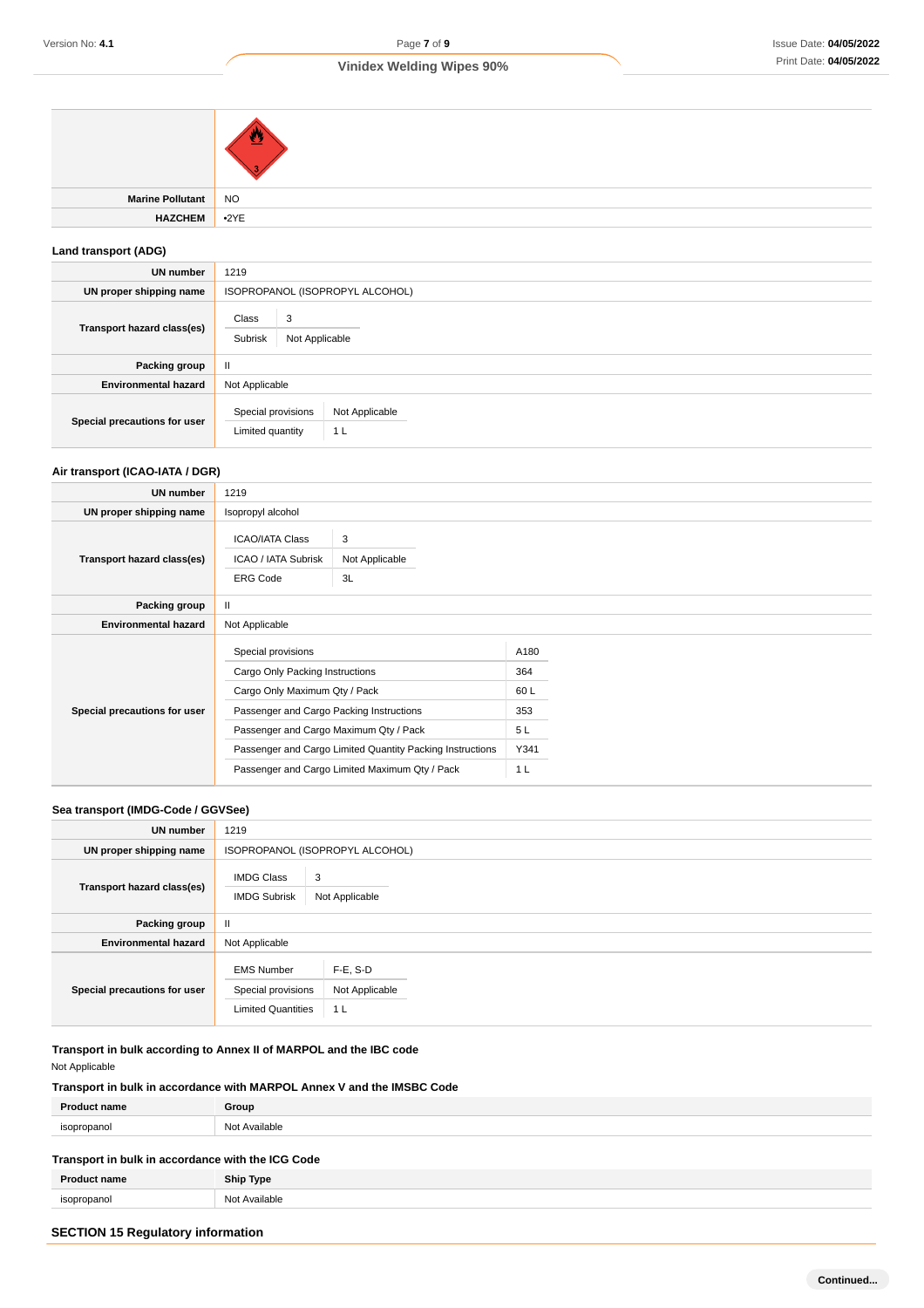| | |
|---|---|
| | |
| **Marine Pollutant** | NO |
| **HAZCHEM** | •2YE |

### Land transport (ADG)

| | |
|---|---|
| **UN number** | 1219 |
| **UN proper shipping name** | ISOPROPANOL (ISOPROPYL ALCOHOL) |
| **Transport hazard class(es)** | Class: 3<br>Subrisk: Not Applicable |
| **Packing group** | II |
| **Environmental hazard** | Not Applicable |
| **Special precautions for user** | Special provisions: Not Applicable<br>Limited quantity: 1 L |

### Air transport (ICAO-IATA / DGR)

| | |
|---|---|
| **UN number** | 1219 |
| **UN proper shipping name** | Isopropyl alcohol |
| **Transport hazard class(es)** | ICAO/IATA Class: 3<br>ICAO / IATA Subrisk: Not Applicable<br>ERG Code: 3L |
| **Packing group** | II |
| **Environmental hazard** | Not Applicable |
| **Special precautions for user** | Special provisions: A180<br>Cargo Only Packing Instructions: 364<br>Cargo Only Maximum Qty / Pack: 60 L<br>Passenger and Cargo Packing Instructions: 353<br>Passenger and Cargo Maximum Qty / Pack: 5 L<br>Passenger and Cargo Limited Quantity Packing Instructions: Y341<br>Passenger and Cargo Limited Maximum Qty / Pack: 1 L |

### Sea transport (IMDG-Code / GGVSee)

| | |
|---|---|
| **UN number** | 1219 |
| **UN proper shipping name** | ISOPROPANOL (ISOPROPYL ALCOHOL) |
| **Transport hazard class(es)** | IMDG Class: 3<br>IMDG Subrisk: Not Applicable |
| **Packing group** | II |
| **Environmental hazard** | Not Applicable |
| **Special precautions for user** | EMS Number: F-E, S-D<br>Special provisions: Not Applicable<br>Limited Quantities: 1 L |

### Transport in bulk according to Annex II of MARPOL and the IBC code

Not Applicable

### Transport in bulk in accordance with MARPOL Annex V and the IMSBC Code

| Product name | Group |
|---|---|
| isopropanol | Not Available |

### Transport in bulk in accordance with the ICG Code

| Product name | Ship Type |
|---|---|
| isopropanol | Not Available |

## SECTION 15 Regulatory information

Continued...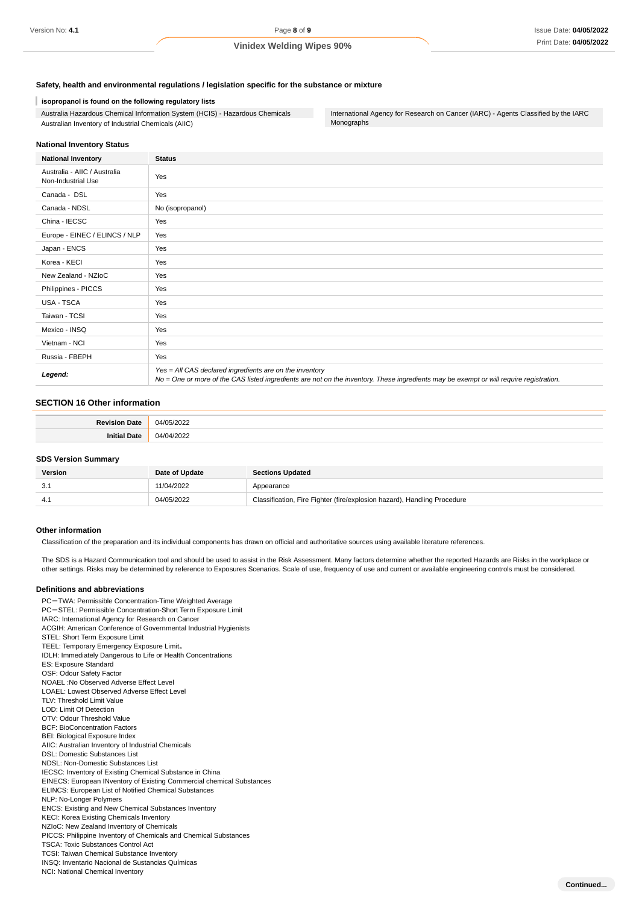### Safety, health and environmental regulations / legislation specific for the substance or mixture

#### isopropanol is found on the following regulatory lists

Australia Hazardous Chemical Information System (HCIS) - Hazardous Chemicals
Australian Inventory of Industrial Chemicals (AIIC)

International Agency for Research on Cancer (IARC) - Agents Classified by the IARC Monographs

### National Inventory Status

| National Inventory | Status |
|---|---|
| Australia - AIIC / Australia Non-Industrial Use | Yes |
| Canada - DSL | Yes |
| Canada - NDSL | No (isopropanol) |
| China - IECSC | Yes |
| Europe - EINEC / ELINCS / NLP | Yes |
| Japan - ENCS | Yes |
| Korea - KECI | Yes |
| New Zealand - NZIoC | Yes |
| Philippines - PICCS | Yes |
| USA - TSCA | Yes |
| Taiwan - TCSI | Yes |
| Mexico - INSQ | Yes |
| Vietnam - NCI | Yes |
| Russia - FBEPH | Yes |
| ***Legend:*** | *Yes = All CAS declared ingredients are on the inventory*<br>*No = One or more of the CAS listed ingredients are not on the inventory. These ingredients may be exempt or will require registration.* |

## SECTION 16 Other information

| | |
|---|---|
| **Revision Date** | 04/05/2022 |
| **Initial Date** | 04/04/2022 |

### SDS Version Summary

| Version | Date of Update | Sections Updated |
|---|---|---|
| 3.1 | 11/04/2022 | Appearance |
| 4.1 | 04/05/2022 | Classification, Fire Fighter (fire/explosion hazard), Handling Procedure |

### Other information

Classification of the preparation and its individual components has drawn on official and authoritative sources using available literature references.

The SDS is a Hazard Communication tool and should be used to assist in the Risk Assessment. Many factors determine whether the reported Hazards are Risks in the workplace or other settings. Risks may be determined by reference to Exposures Scenarios. Scale of use, frequency of use and current or available engineering controls must be considered.

### Definitions and abbreviations

PC－TWA: Permissible Concentration-Time Weighted Average
PC－STEL: Permissible Concentration-Short Term Exposure Limit
IARC: International Agency for Research on Cancer
ACGIH: American Conference of Governmental Industrial Hygienists
STEL: Short Term Exposure Limit
TEEL: Temporary Emergency Exposure Limit。
IDLH: Immediately Dangerous to Life or Health Concentrations
ES: Exposure Standard
OSF: Odour Safety Factor
NOAEL :No Observed Adverse Effect Level
LOAEL: Lowest Observed Adverse Effect Level
TLV: Threshold Limit Value
LOD: Limit Of Detection
OTV: Odour Threshold Value
BCF: BioConcentration Factors
BEI: Biological Exposure Index
AIIC: Australian Inventory of Industrial Chemicals
DSL: Domestic Substances List
NDSL: Non-Domestic Substances List
IECSC: Inventory of Existing Chemical Substance in China
EINECS: European INventory of Existing Commercial chemical Substances
ELINCS: European List of Notified Chemical Substances
NLP: No-Longer Polymers
ENCS: Existing and New Chemical Substances Inventory
KECI: Korea Existing Chemicals Inventory
NZIoC: New Zealand Inventory of Chemicals
PICCS: Philippine Inventory of Chemicals and Chemical Substances
TSCA: Toxic Substances Control Act
TCSI: Taiwan Chemical Substance Inventory
INSQ: Inventario Nacional de Sustancias Químicas
NCI: National Chemical Inventory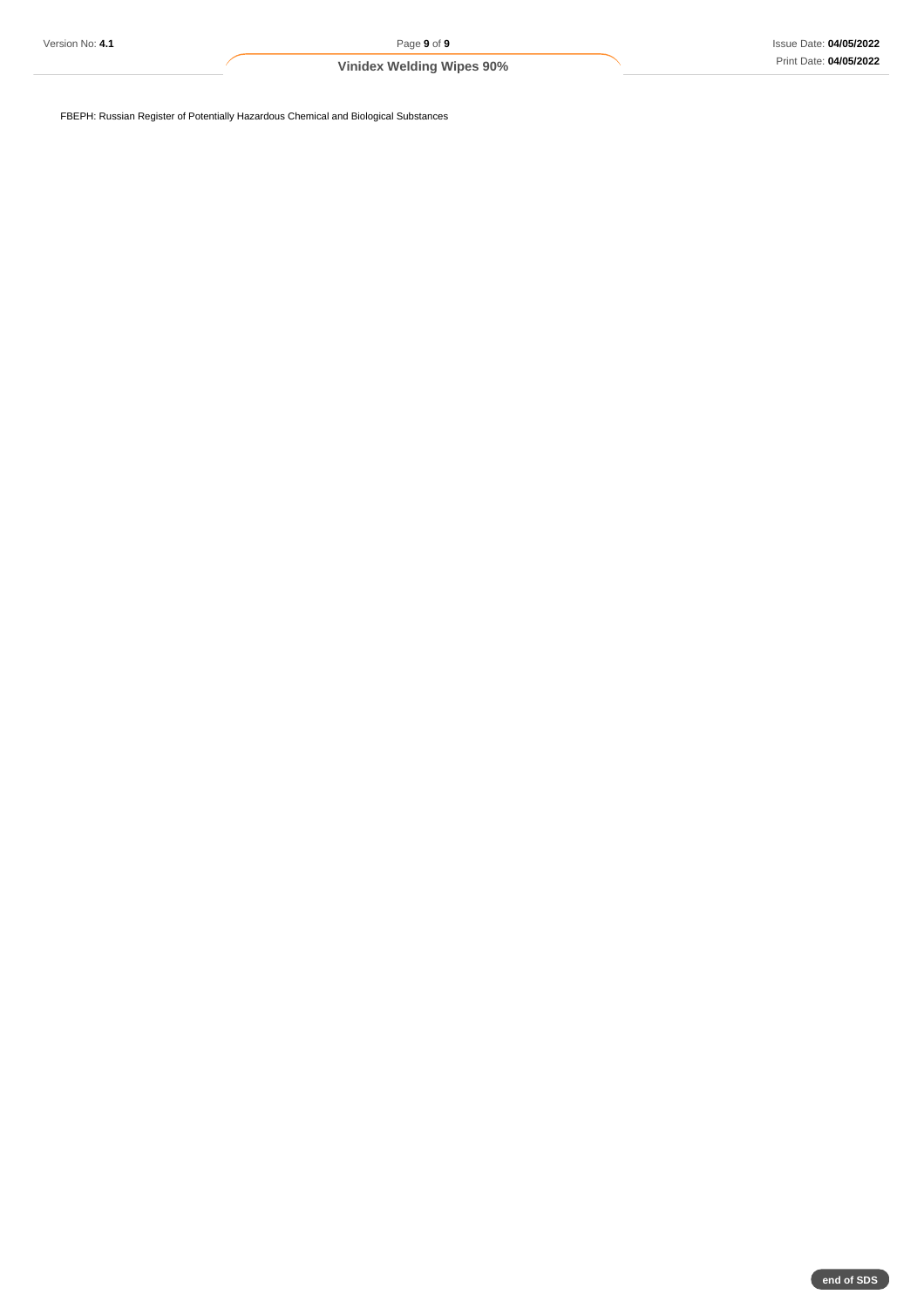FBEPH: Russian Register of Potentially Hazardous Chemical and Biological Substances

end of SDS